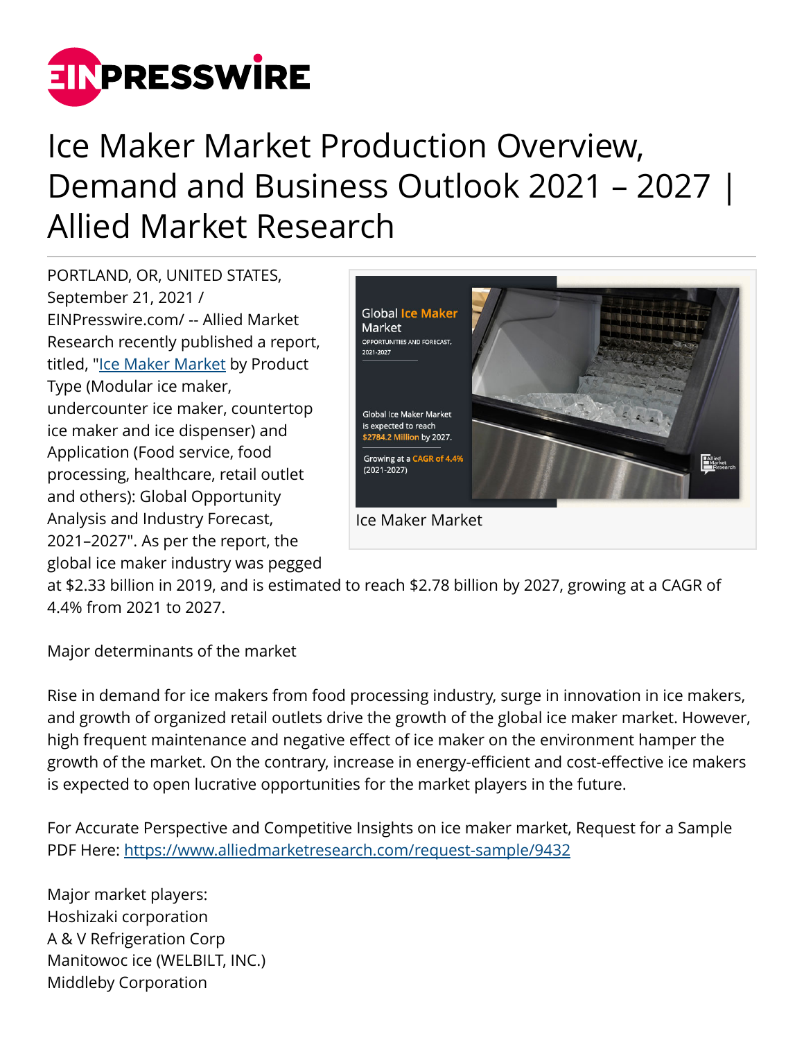# Ice Maker Market Production Overview, Demand and Business Outlook 2021 – 2027 | Allied Market Research

PORTLAND, OR, UNITED STATES, September 21, 2021 / EINPresswire.com/ -- Allied Market Research recently published a report, titled, "Ice Maker Market by Product Type (Modular ice maker, undercounter ice maker, countertop ice maker and ice dispenser) and Application (Food service, food processing, healthcare, retail outlet and others): Global Opportunity Analysis and Industry Forecast, 2021–2027". As per the report, the global ice maker industry was pegged at $2.33 billion in 2019, and is estimated to reach $2.78 billion by 2027, growing at a CAGR of 4.4% from 2021 to 2027.

Ice Maker Market

Major determinants of the market

Rise in demand for ice makers from food processing industry, surge in innovation in ice makers, and growth of organized retail outlets drive the growth of the global ice maker market. However, high frequent maintenance and negative effect of ice maker on the environment hamper the growth of the market. On the contrary, increase in energy-efficient and cost-effective ice makers is expected to open lucrative opportunities for the market players in the future.

For Accurate Perspective and Competitive Insights on ice maker market, Request for a Sample PDF Here: https://www.alliedmarketresearch.com/request-sample/9432

Major market players:
Hoshizaki corporation
A & V Refrigeration Corp
Manitowoc ice (WELBILT, INC.)
Middleby Corporation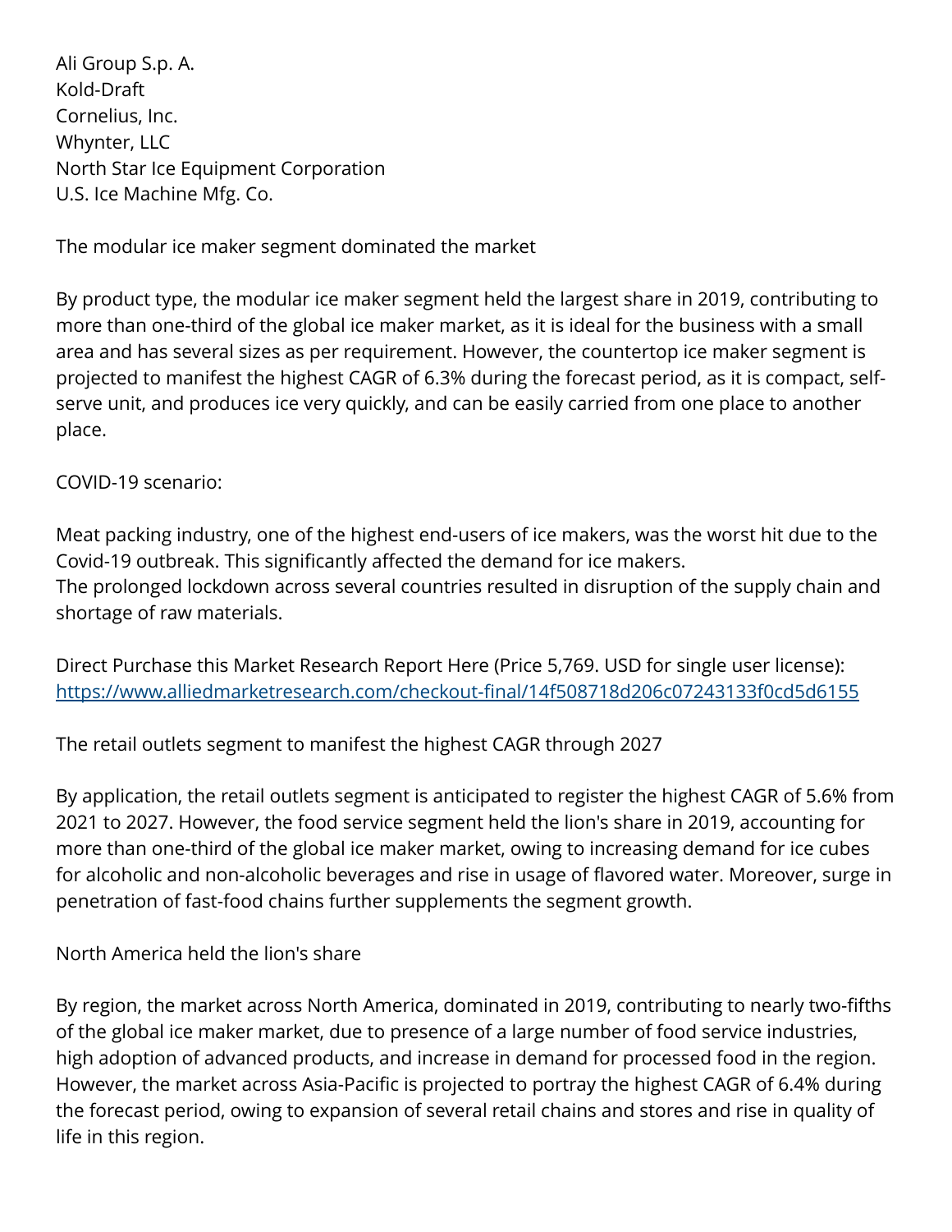Ali Group S.p. A.
Kold-Draft
Cornelius, Inc.
Whynter, LLC
North Star Ice Equipment Corporation
U.S. Ice Machine Mfg. Co.

The modular ice maker segment dominated the market

By product type, the modular ice maker segment held the largest share in 2019, contributing to more than one-third of the global ice maker market, as it is ideal for the business with a small area and has several sizes as per requirement. However, the countertop ice maker segment is projected to manifest the highest CAGR of 6.3% during the forecast period, as it is compact, self-serve unit, and produces ice very quickly, and can be easily carried from one place to another place.

COVID-19 scenario:

Meat packing industry, one of the highest end-users of ice makers, was the worst hit due to the Covid-19 outbreak. This significantly affected the demand for ice makers.
The prolonged lockdown across several countries resulted in disruption of the supply chain and shortage of raw materials.

Direct Purchase this Market Research Report Here (Price 5,769. USD for single user license): https://www.alliedmarketresearch.com/checkout-final/14f508718d206c07243133f0cd5d6155

The retail outlets segment to manifest the highest CAGR through 2027

By application, the retail outlets segment is anticipated to register the highest CAGR of 5.6% from 2021 to 2027. However, the food service segment held the lion's share in 2019, accounting for more than one-third of the global ice maker market, owing to increasing demand for ice cubes for alcoholic and non-alcoholic beverages and rise in usage of flavored water. Moreover, surge in penetration of fast-food chains further supplements the segment growth.

North America held the lion's share

By region, the market across North America, dominated in 2019, contributing to nearly two-fifths of the global ice maker market, due to presence of a large number of food service industries, high adoption of advanced products, and increase in demand for processed food in the region. However, the market across Asia-Pacific is projected to portray the highest CAGR of 6.4% during the forecast period, owing to expansion of several retail chains and stores and rise in quality of life in this region.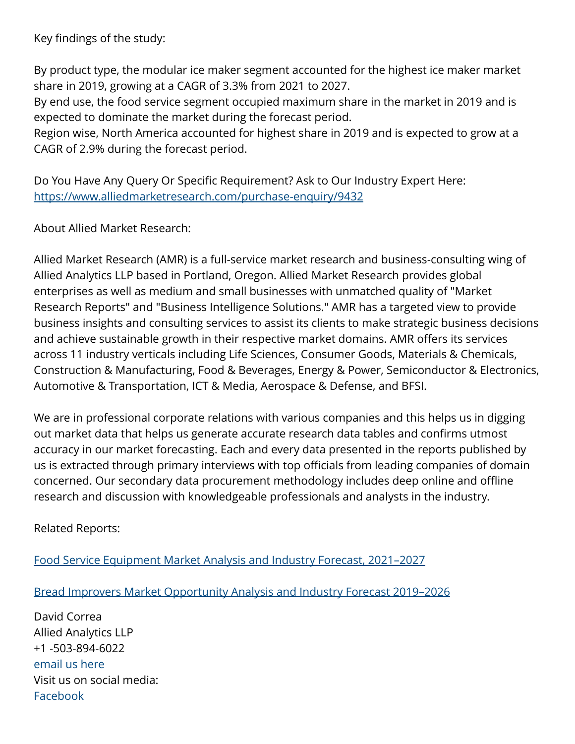Key findings of the study:

By product type, the modular ice maker segment accounted for the highest ice maker market share in 2019, growing at a CAGR of 3.3% from 2021 to 2027.
By end use, the food service segment occupied maximum share in the market in 2019 and is expected to dominate the market during the forecast period.
Region wise, North America accounted for highest share in 2019 and is expected to grow at a CAGR of 2.9% during the forecast period.

Do You Have Any Query Or Specific Requirement? Ask to Our Industry Expert Here: [https://www.alliedmarketresearch.com/purchase-enquiry/9432](https://www.alliedmarketresearch.com/purchase-enquiry/9432)

About Allied Market Research:

Allied Market Research (AMR) is a full-service market research and business-consulting wing of Allied Analytics LLP based in Portland, Oregon. Allied Market Research provides global enterprises as well as medium and small businesses with unmatched quality of "Market Research Reports" and "Business Intelligence Solutions." AMR has a targeted view to provide business insights and consulting services to assist its clients to make strategic business decisions and achieve sustainable growth in their respective market domains. AMR offers its services across 11 industry verticals including Life Sciences, Consumer Goods, Materials & Chemicals, Construction & Manufacturing, Food & Beverages, Energy & Power, Semiconductor & Electronics, Automotive & Transportation, ICT & Media, Aerospace & Defense, and BFSI.

We are in professional corporate relations with various companies and this helps us in digging out market data that helps us generate accurate research data tables and confirms utmost accuracy in our market forecasting. Each and every data presented in the reports published by us is extracted through primary interviews with top officials from leading companies of domain concerned. Our secondary data procurement methodology includes deep online and offline research and discussion with knowledgeable professionals and analysts in the industry.

Related Reports:

Food Service Equipment Market Analysis and Industry Forecast, 2021–2027

Bread Improvers Market Opportunity Analysis and Industry Forecast 2019–2026

David Correa
Allied Analytics LLP
+1 -503-894-6022
email us here
Visit us on social media:
Facebook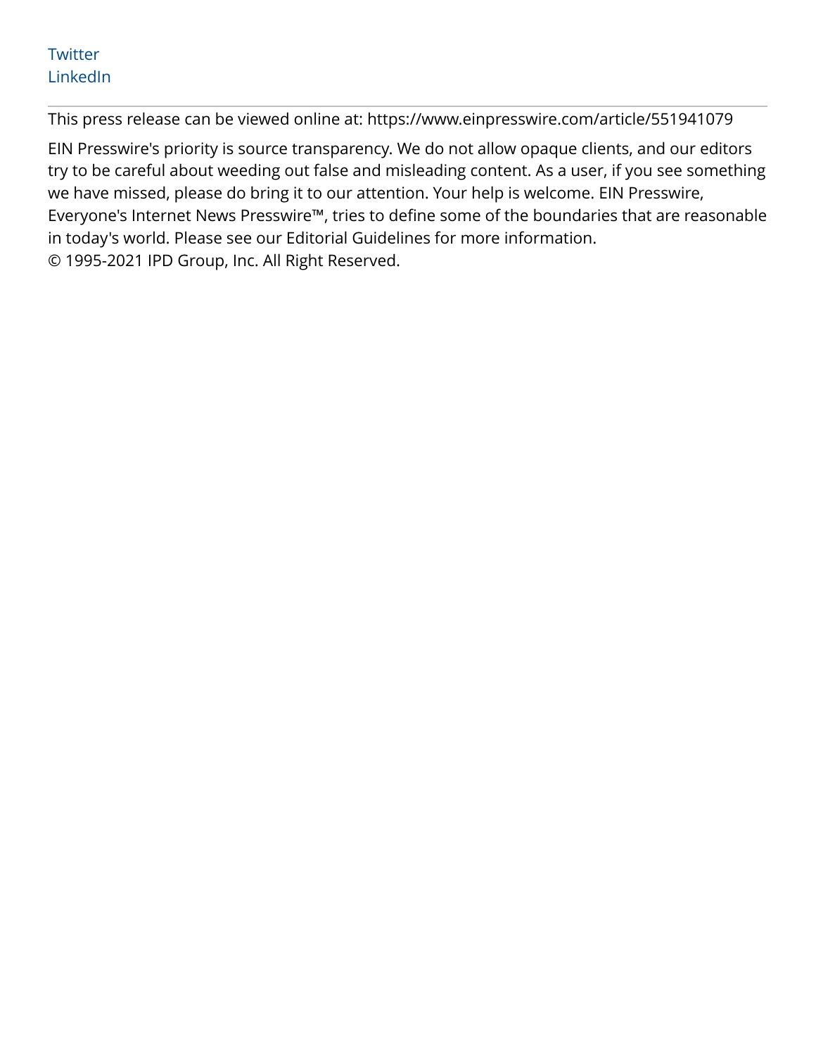Twitter
LinkedIn

---

This press release can be viewed online at: https://www.einpresswire.com/article/551941079

EIN Presswire's priority is source transparency. We do not allow opaque clients, and our editors try to be careful about weeding out false and misleading content. As a user, if you see something we have missed, please do bring it to our attention. Your help is welcome. EIN Presswire, Everyone's Internet News Presswire™, tries to define some of the boundaries that are reasonable in today's world. Please see our Editorial Guidelines for more information.
© 1995-2021 IPD Group, Inc. All Right Reserved.